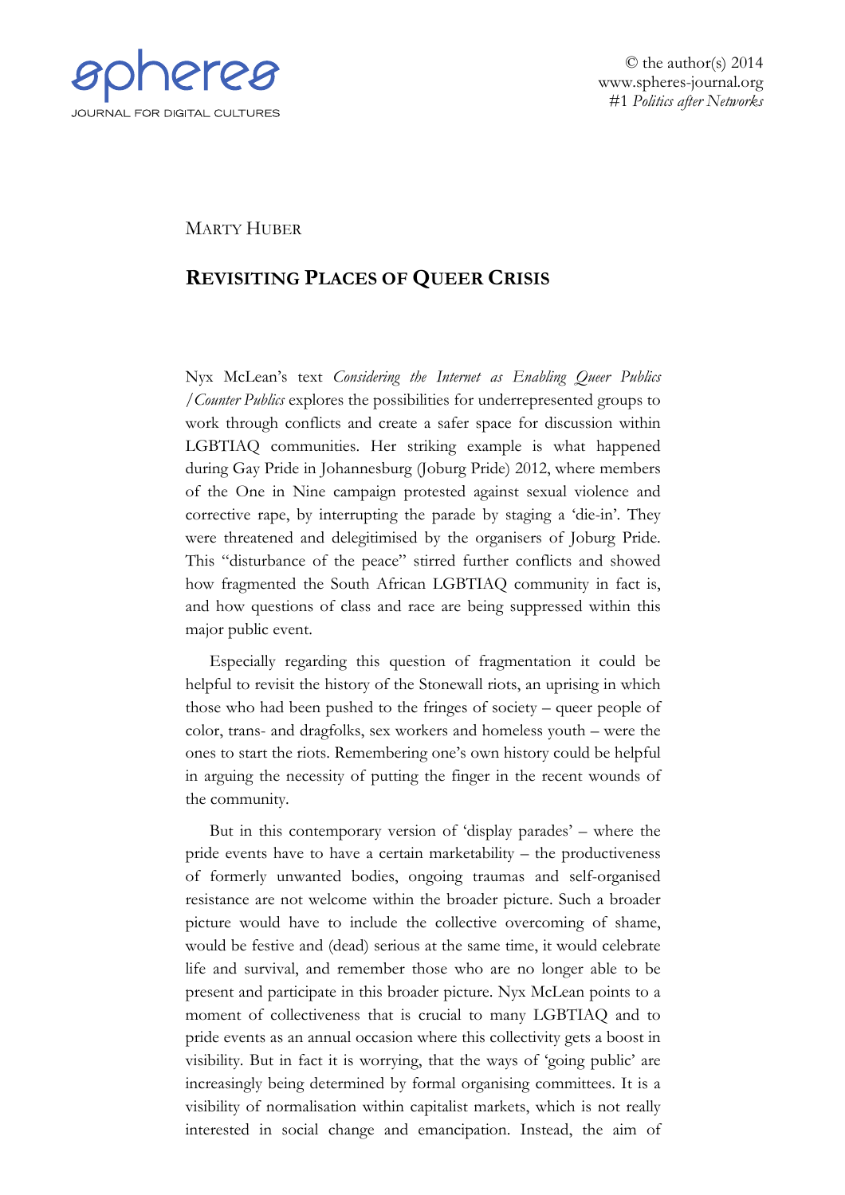spheres
JOURNAL FOR DIGITAL CULTURES

© the author(s) 2014
www.spheres-journal.org
#1 *Politics after Networks*

MARTY HUBER

# REVISITING PLACES OF QUEER CRISIS

Nyx McLean's text *Considering the Internet as Enabling Queer Publics /Counter Publics* explores the possibilities for underrepresented groups to work through conflicts and create a safer space for discussion within LGBTIAQ communities. Her striking example is what happened during Gay Pride in Johannesburg (Joburg Pride) 2012, where members of the One in Nine campaign protested against sexual violence and corrective rape, by interrupting the parade by staging a 'die-in'. They were threatened and delegitimised by the organisers of Joburg Pride. This "disturbance of the peace" stirred further conflicts and showed how fragmented the South African LGBTIAQ community in fact is, and how questions of class and race are being suppressed within this major public event.

Especially regarding this question of fragmentation it could be helpful to revisit the history of the Stonewall riots, an uprising in which those who had been pushed to the fringes of society – queer people of color, trans- and dragfolks, sex workers and homeless youth – were the ones to start the riots. Remembering one's own history could be helpful in arguing the necessity of putting the finger in the recent wounds of the community.

But in this contemporary version of 'display parades' – where the pride events have to have a certain marketability – the productiveness of formerly unwanted bodies, ongoing traumas and self-organised resistance are not welcome within the broader picture. Such a broader picture would have to include the collective overcoming of shame, would be festive and (dead) serious at the same time, it would celebrate life and survival, and remember those who are no longer able to be present and participate in this broader picture. Nyx McLean points to a moment of collectiveness that is crucial to many LGBTIAQ and to pride events as an annual occasion where this collectivity gets a boost in visibility. But in fact it is worrying, that the ways of 'going public' are increasingly being determined by formal organising committees. It is a visibility of normalisation within capitalist markets, which is not really interested in social change and emancipation. Instead, the aim of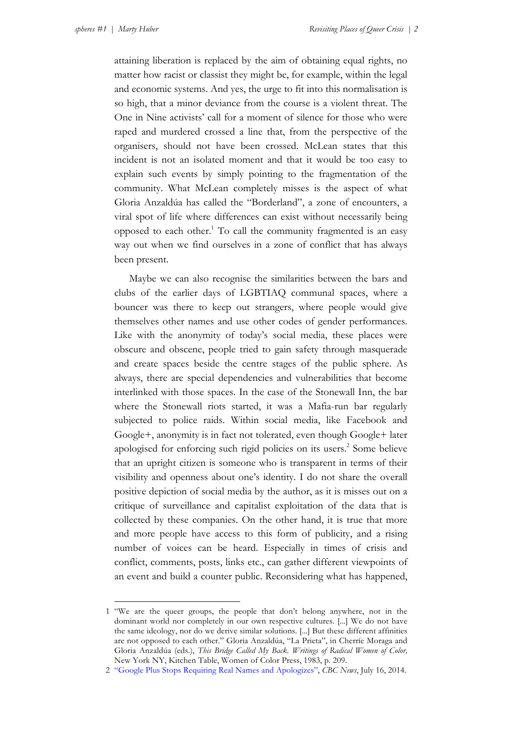attaining liberation is replaced by the aim of obtaining equal rights, no matter how racist or classist they might be, for example, within the legal and economic systems. And yes, the urge to fit into this normalisation is so high, that a minor deviance from the course is a violent threat. The One in Nine activists' call for a moment of silence for those who were raped and murdered crossed a line that, from the perspective of the organisers, should not have been crossed. McLean states that this incident is not an isolated moment and that it would be too easy to explain such events by simply pointing to the fragmentation of the community. What McLean completely misses is the aspect of what Gloria Anzaldúa has called the "Borderland", a zone of encounters, a viral spot of life where differences can exist without necessarily being opposed to each other.[1] To call the community fragmented is an easy way out when we find ourselves in a zone of conflict that has always been present.

Maybe we can also recognise the similarities between the bars and clubs of the earlier days of LGBTIAQ communal spaces, where a bouncer was there to keep out strangers, where people would give themselves other names and use other codes of gender performances. Like with the anonymity of today's social media, these places were obscure and obscene, people tried to gain safety through masquerade and create spaces beside the centre stages of the public sphere. As always, there are special dependencies and vulnerabilities that become interlinked with those spaces. In the case of the Stonewall Inn, the bar where the Stonewall riots started, it was a Mafia-run bar regularly subjected to police raids. Within social media, like Facebook and Google+, anonymity is in fact not tolerated, even though Google+ later apologised for enforcing such rigid policies on its users.[2] Some believe that an upright citizen is someone who is transparent in terms of their visibility and openness about one's identity. I do not share the overall positive depiction of social media by the author, as it is misses out on a critique of surveillance and capitalist exploitation of the data that is collected by these companies. On the other hand, it is true that more and more people have access to this form of publicity, and a rising number of voices can be heard. Especially in times of crisis and conflict, comments, posts, links etc., can gather different viewpoints of an event and build a counter public. Reconsidering what has happened,

---

1 "We are the queer groups, the people that don't belong anywhere, not in the dominant world nor completely in our own respective cultures. [...] We do not have the same ideology, nor do we derive similar solutions. [...] But these different affinities are not opposed to each other." Gloria Anzaldúa, "La Prieta", in Cherríe Moraga and Gloria Anzaldúa (eds.), *This Bridge Called My Back. Writings of Radical Women of Color,* New York NY, Kitchen Table, Women of Color Press, 1983, p. 209.

2 "Google Plus Stops Requiring Real Names and Apologizes", *CBC News*, July 16, 2014.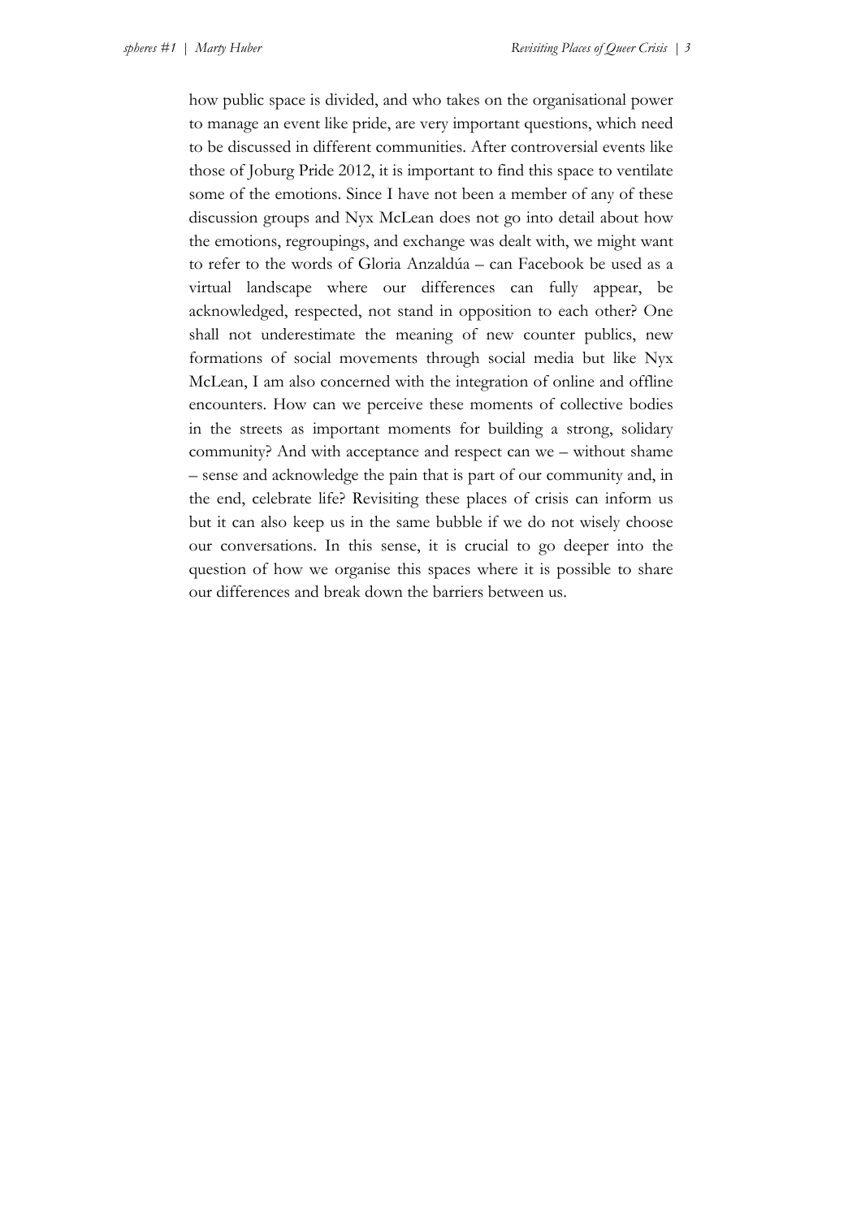how public space is divided, and who takes on the organisational power to manage an event like pride, are very important questions, which need to be discussed in different communities. After controversial events like those of Joburg Pride 2012, it is important to find this space to ventilate some of the emotions. Since I have not been a member of any of these discussion groups and Nyx McLean does not go into detail about how the emotions, regroupings, and exchange was dealt with, we might want to refer to the words of Gloria Anzaldúa – can Facebook be used as a virtual landscape where our differences can fully appear, be acknowledged, respected, not stand in opposition to each other? One shall not underestimate the meaning of new counter publics, new formations of social movements through social media but like Nyx McLean, I am also concerned with the integration of online and offline encounters. How can we perceive these moments of collective bodies in the streets as important moments for building a strong, solidary community? And with acceptance and respect can we – without shame – sense and acknowledge the pain that is part of our community and, in the end, celebrate life? Revisiting these places of crisis can inform us but it can also keep us in the same bubble if we do not wisely choose our conversations. In this sense, it is crucial to go deeper into the question of how we organise this spaces where it is possible to share our differences and break down the barriers between us.